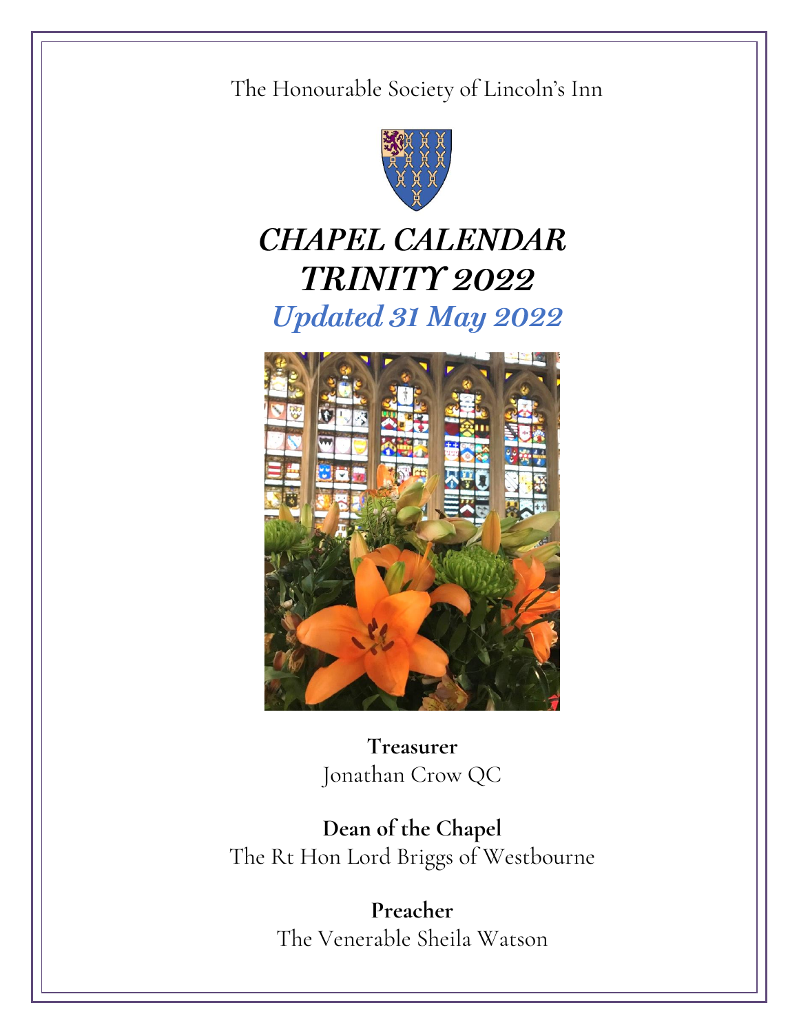The Honourable Society of Lincoln's Inn

# *CHAPEL CALENDAR TRINITY 2022*

## *Updated 31 May 2022*

**Treasurer**
Jonathan Crow QC

**Dean of the Chapel**
The Rt Hon Lord Briggs of Westbourne

**Preacher**
The Venerable Sheila Watson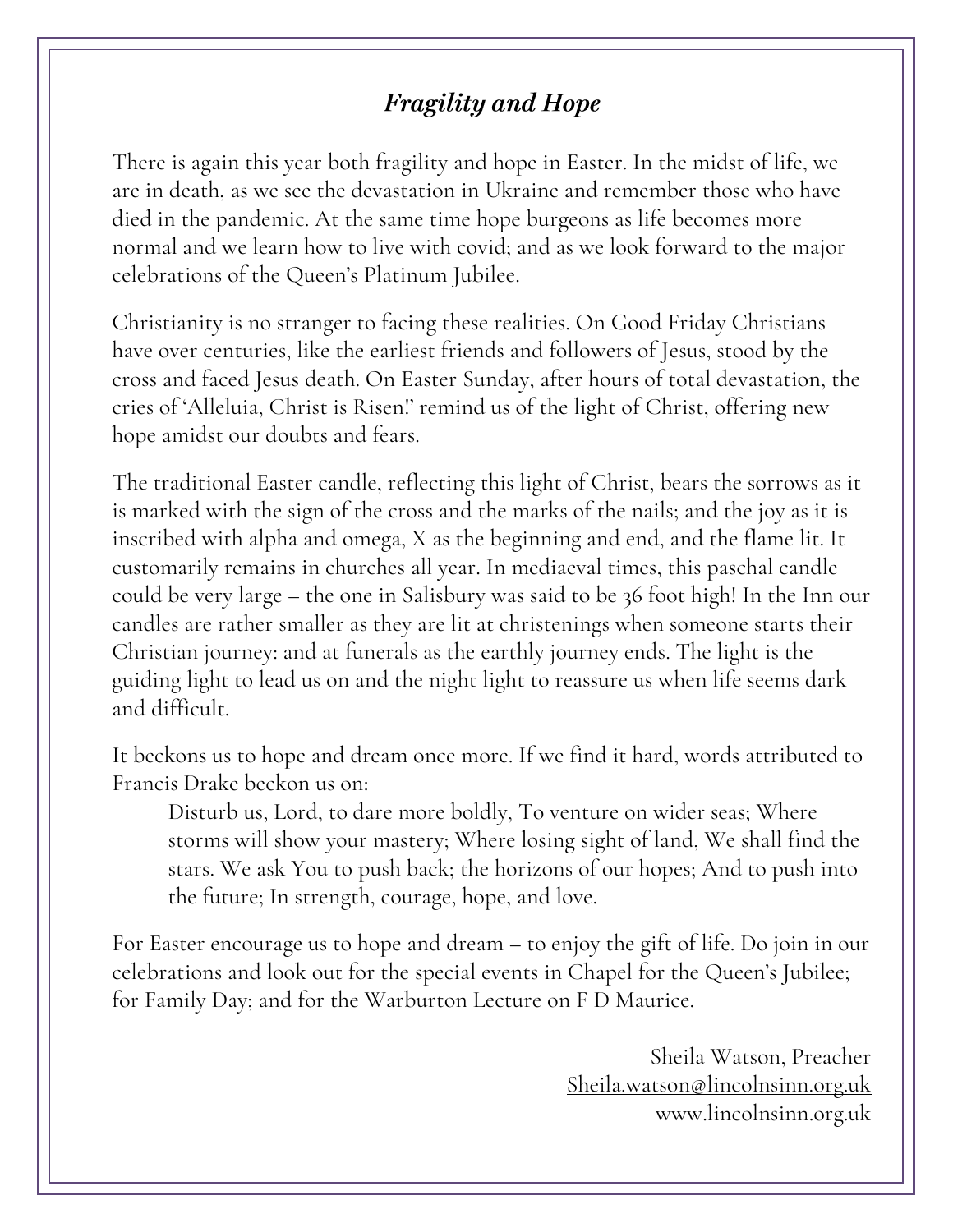## *Fragility and Hope*

There is again this year both fragility and hope in Easter. In the midst of life, we are in death, as we see the devastation in Ukraine and remember those who have died in the pandemic. At the same time hope burgeons as life becomes more normal and we learn how to live with covid; and as we look forward to the major celebrations of the Queen's Platinum Jubilee.

Christianity is no stranger to facing these realities. On Good Friday Christians have over centuries, like the earliest friends and followers of Jesus, stood by the cross and faced Jesus death. On Easter Sunday, after hours of total devastation, the cries of 'Alleluia, Christ is Risen!' remind us of the light of Christ, offering new hope amidst our doubts and fears.

The traditional Easter candle, reflecting this light of Christ, bears the sorrows as it is marked with the sign of the cross and the marks of the nails; and the joy as it is inscribed with alpha and omega, X as the beginning and end, and the flame lit. It customarily remains in churches all year. In mediaeval times, this paschal candle could be very large – the one in Salisbury was said to be 36 foot high! In the Inn our candles are rather smaller as they are lit at christenings when someone starts their Christian journey: and at funerals as the earthly journey ends. The light is the guiding light to lead us on and the night light to reassure us when life seems dark and difficult.

It beckons us to hope and dream once more. If we find it hard, words attributed to Francis Drake beckon us on:

> Disturb us, Lord, to dare more boldly, To venture on wider seas; Where storms will show your mastery; Where losing sight of land, We shall find the stars. We ask You to push back; the horizons of our hopes; And to push into the future; In strength, courage, hope, and love.

For Easter encourage us to hope and dream – to enjoy the gift of life. Do join in our celebrations and look out for the special events in Chapel for the Queen's Jubilee; for Family Day; and for the Warburton Lecture on F D Maurice.

Sheila Watson, Preacher
Sheila.watson@lincolnsinn.org.uk
www.lincolnsinn.org.uk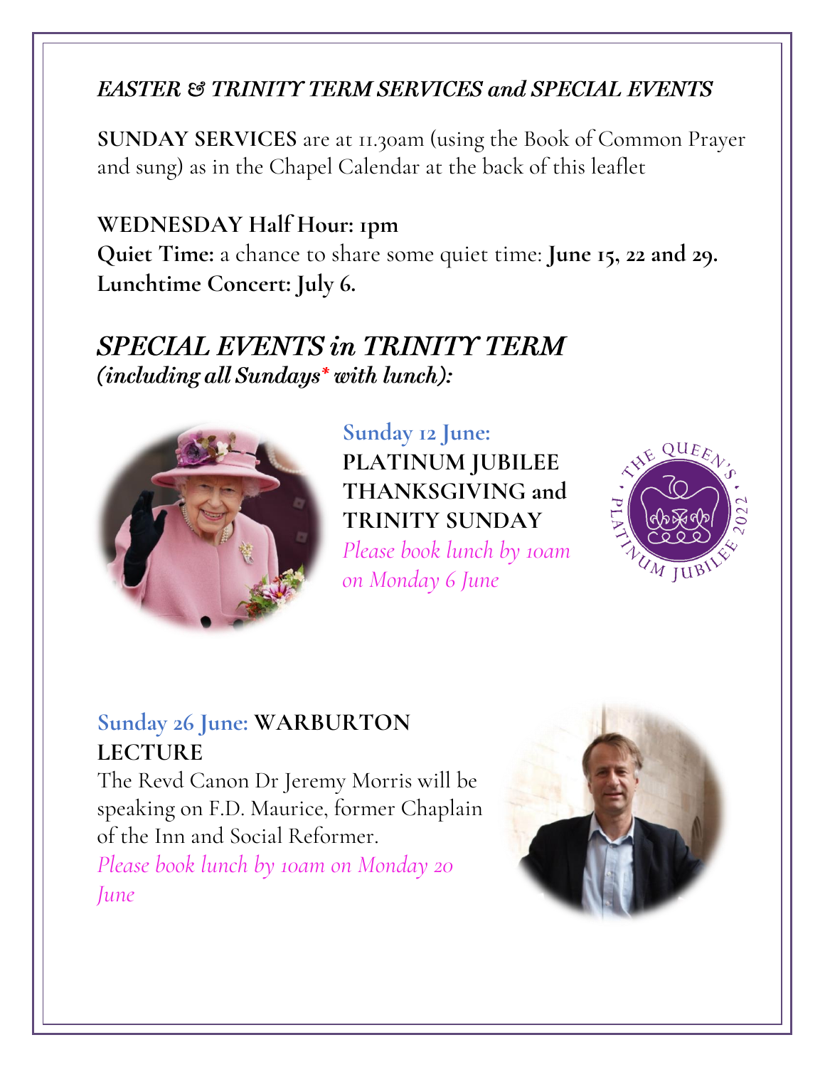***EASTER & TRINITY TERM SERVICES and SPECIAL EVENTS***

**SUNDAY SERVICES** are at 11.30am (using the Book of Common Prayer and sung) as in the Chapel Calendar at the back of this leaflet

**WEDNESDAY Half Hour: 1pm**
**Quiet Time:** a chance to share some quiet time: **June 15, 22 and 29.**
**Lunchtime Concert: July 6.**

## *SPECIAL EVENTS in TRINITY TERM*

***(including all Sundays* with lunch):***

**Sunday 12 June:**
**PLATINUM JUBILEE THANKSGIVING and TRINITY SUNDAY**
*Please book lunch by 10am on Monday 6 June*

**Sunday 26 June: WARBURTON LECTURE**
The Revd Canon Dr Jeremy Morris will be speaking on F.D. Maurice, former Chaplain of the Inn and Social Reformer.
*Please book lunch by 10am on Monday 20 June*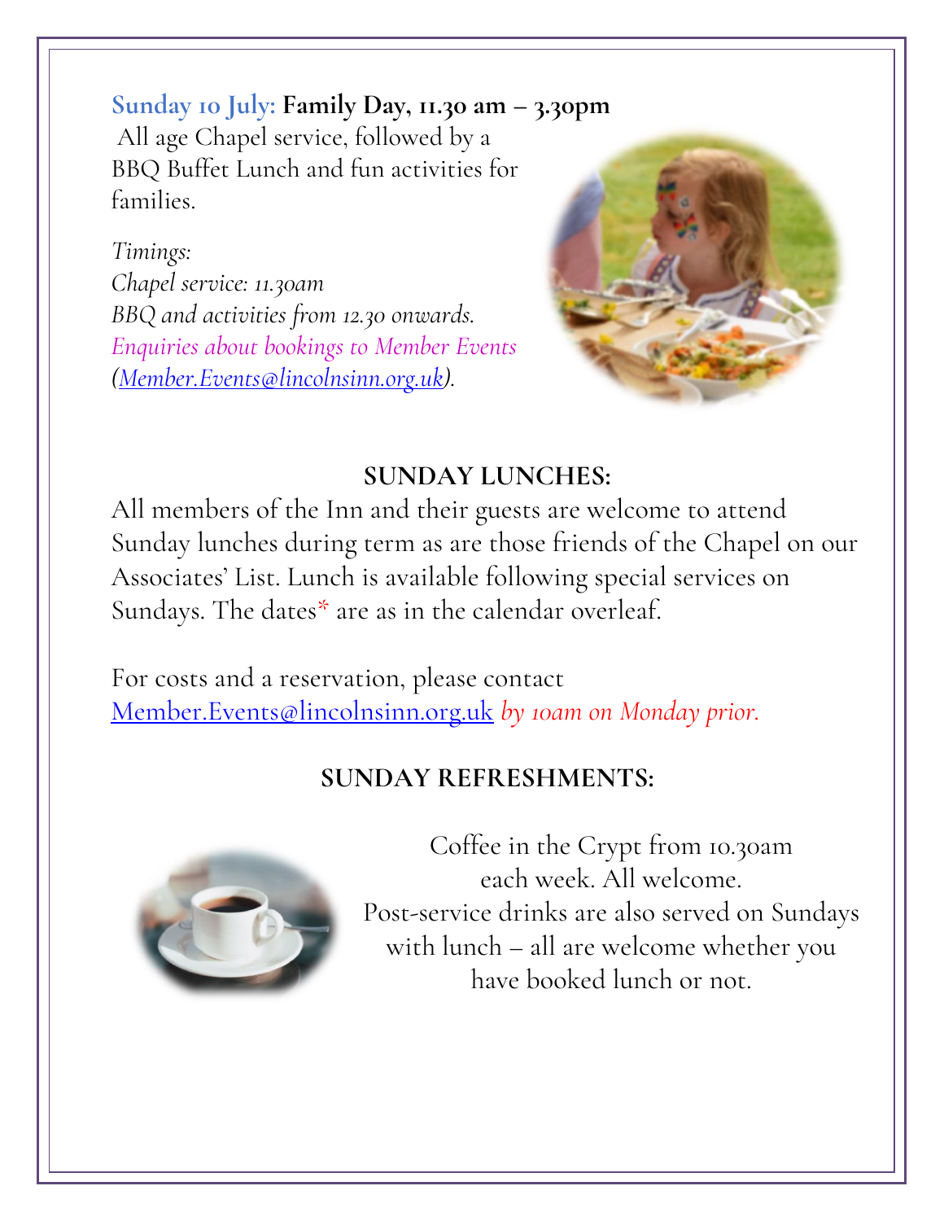**Sunday 10 July: Family Day, 11.30 am – 3.30pm**

All age Chapel service, followed by a BBQ Buffet Lunch and fun activities for families.

*Timings:*
*Chapel service: 11.30am*
*BBQ and activities from 12.30 onwards.*
*Enquiries about bookings to Member Events (Member.Events@lincolnsinn.org.uk).*

## SUNDAY LUNCHES:

All members of the Inn and their guests are welcome to attend Sunday lunches during term as are those friends of the Chapel on our Associates' List. Lunch is available following special services on Sundays. The dates* are as in the calendar overleaf.

For costs and a reservation, please contact Member.Events@lincolnsinn.org.uk *by 10am on Monday prior.*

## SUNDAY REFRESHMENTS:

Coffee in the Crypt from 10.30am each week. All welcome.
Post-service drinks are also served on Sundays with lunch – all are welcome whether you have booked lunch or not.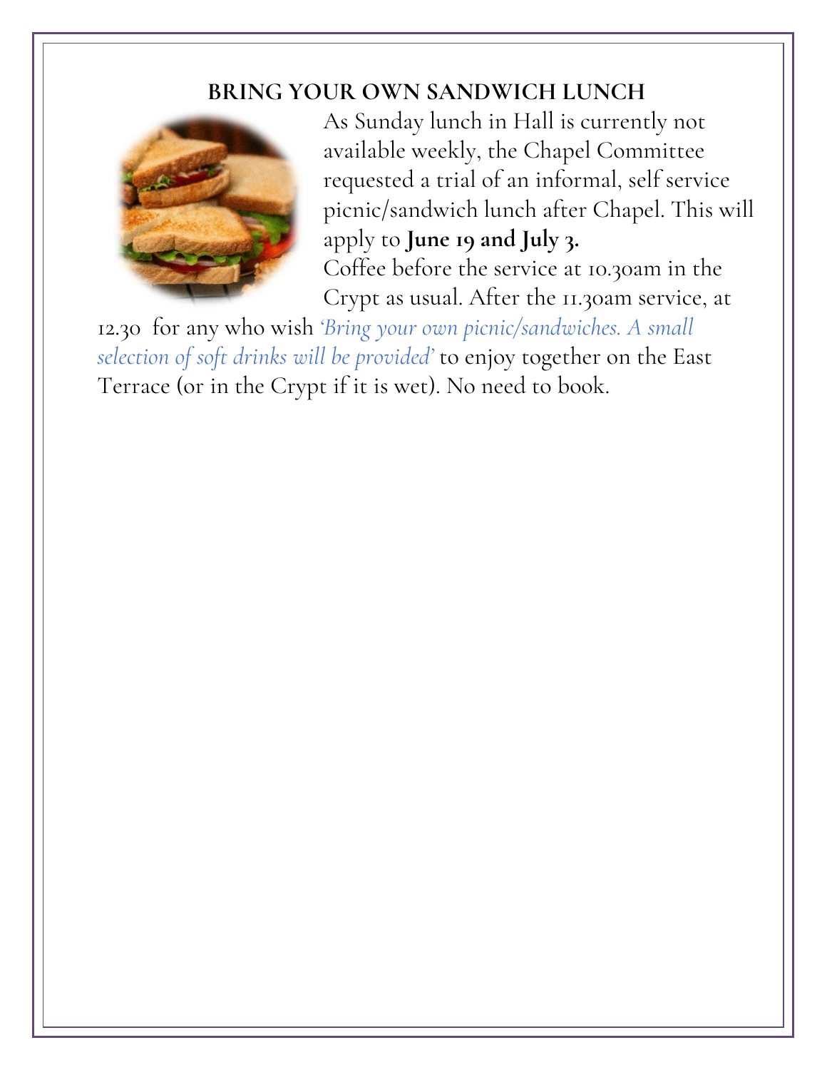## BRING YOUR OWN SANDWICH LUNCH

As Sunday lunch in Hall is currently not available weekly, the Chapel Committee requested a trial of an informal, self service picnic/sandwich lunch after Chapel. This will apply to **June 19 and July 3.**

Coffee before the service at 10.30am in the Crypt as usual. After the 11.30am service, at 12.30 for any who wish *'Bring your own picnic/sandwiches. A small selection of soft drinks will be provided'* to enjoy together on the East Terrace (or in the Crypt if it is wet). No need to book.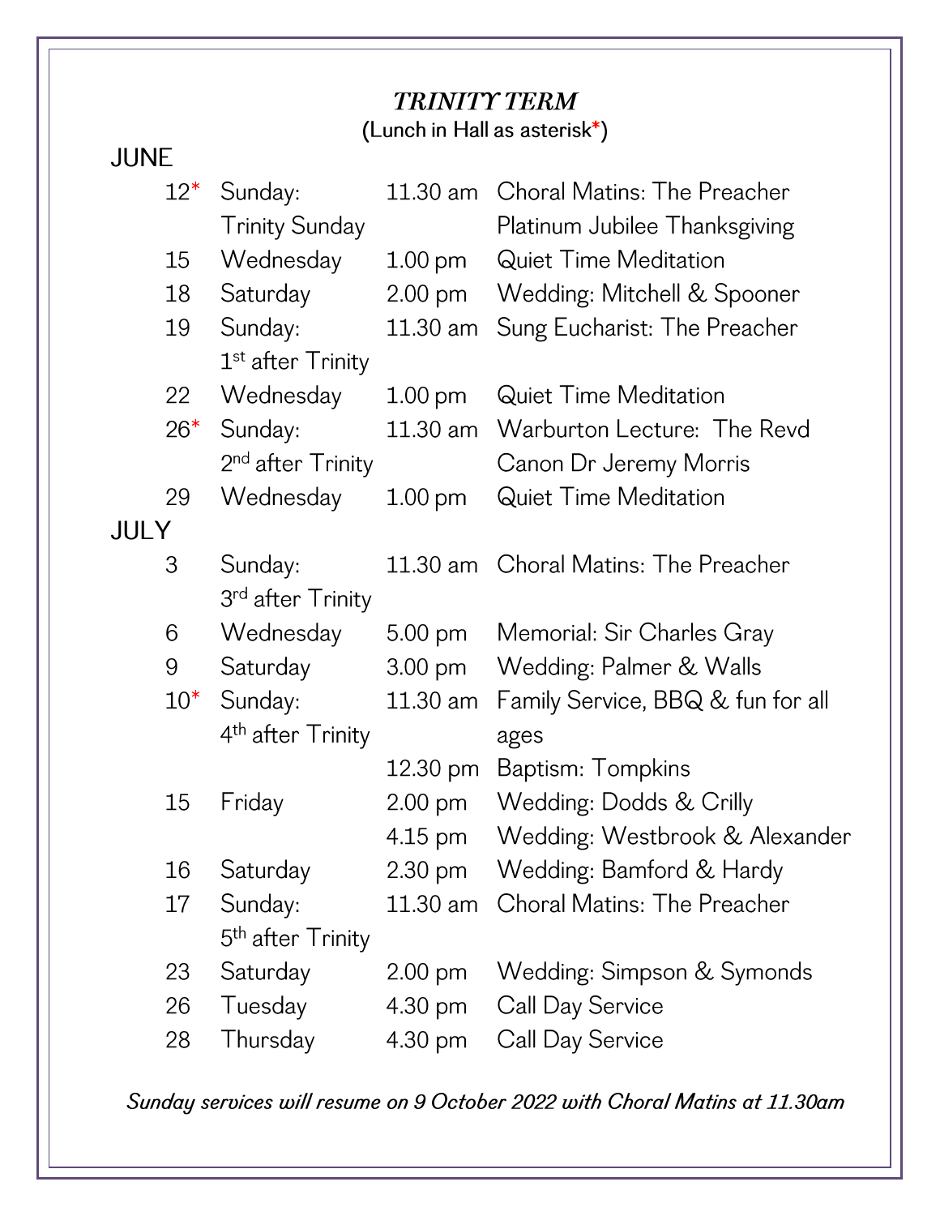## *TRINITY TERM*

(Lunch in Hall as asterisk*)

**JUNE**

| Date | Day | Time | Event |
|---|---|---|---|
| 12* | Sunday: Trinity Sunday | 11.30 am | Choral Matins: The Preacher<br>Platinum Jubilee Thanksgiving |
| 15 | Wednesday | 1.00 pm | Quiet Time Meditation |
| 18 | Saturday | 2.00 pm | Wedding: Mitchell & Spooner |
| 19 | Sunday: 1st after Trinity | 11.30 am | Sung Eucharist: The Preacher |
| 22 | Wednesday | 1.00 pm | Quiet Time Meditation |
| 26* | Sunday: 2nd after Trinity | 11.30 am | Warburton Lecture: The Revd Canon Dr Jeremy Morris |
| 29 | Wednesday | 1.00 pm | Quiet Time Meditation |

**JULY**

| Date | Day | Time | Event |
|---|---|---|---|
| 3 | Sunday: 3rd after Trinity | 11.30 am | Choral Matins: The Preacher |
| 6 | Wednesday | 5.00 pm | Memorial: Sir Charles Gray |
| 9 | Saturday | 3.00 pm | Wedding: Palmer & Walls |
| 10* | Sunday: 4th after Trinity | 11.30 am | Family Service, BBQ & fun for all ages |
| | | 12.30 pm | Baptism: Tompkins |
| 15 | Friday | 2.00 pm | Wedding: Dodds & Crilly |
| | | 4.15 pm | Wedding: Westbrook & Alexander |
| 16 | Saturday | 2.30 pm | Wedding: Bamford & Hardy |
| 17 | Sunday: 5th after Trinity | 11.30 am | Choral Matins: The Preacher |
| 23 | Saturday | 2.00 pm | Wedding: Simpson & Symonds |
| 26 | Tuesday | 4.30 pm | Call Day Service |
| 28 | Thursday | 4.30 pm | Call Day Service |

*Sunday services will resume on 9 October 2022 with Choral Matins at 11.30am*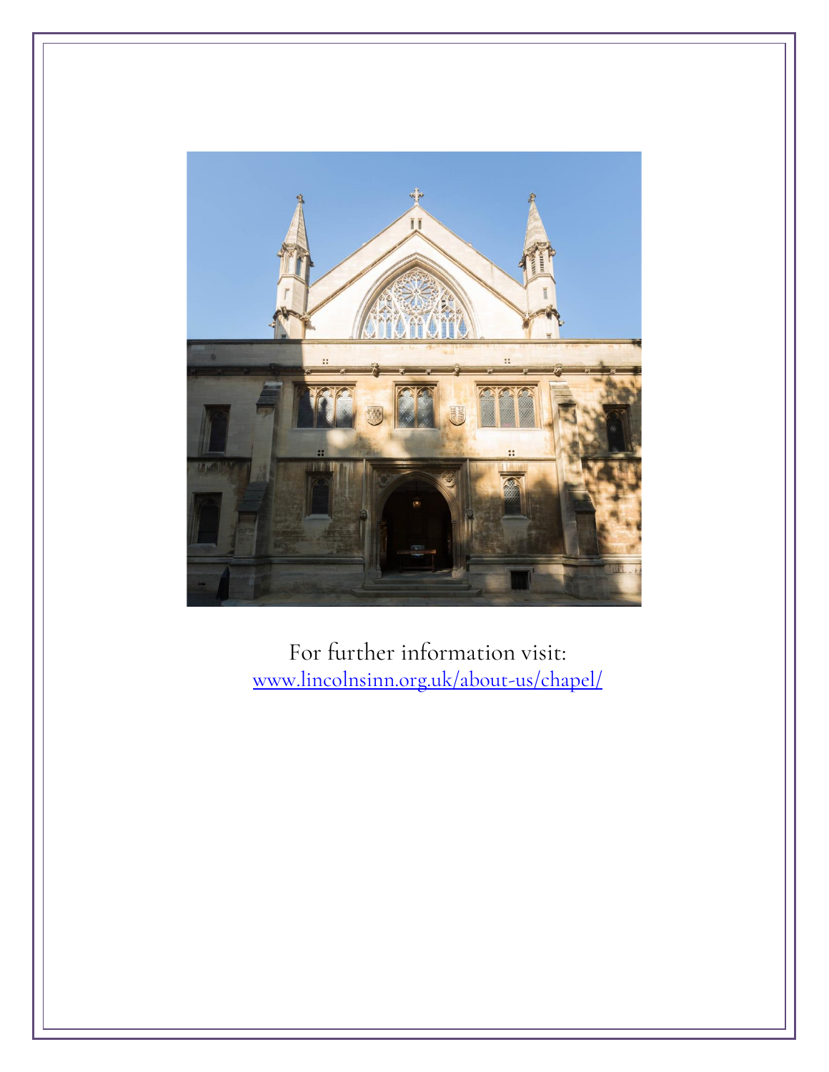For further information visit:
[www.lincolnsinn.org.uk/about-us/chapel/](http://www.lincolnsinn.org.uk/about-us/chapel/)